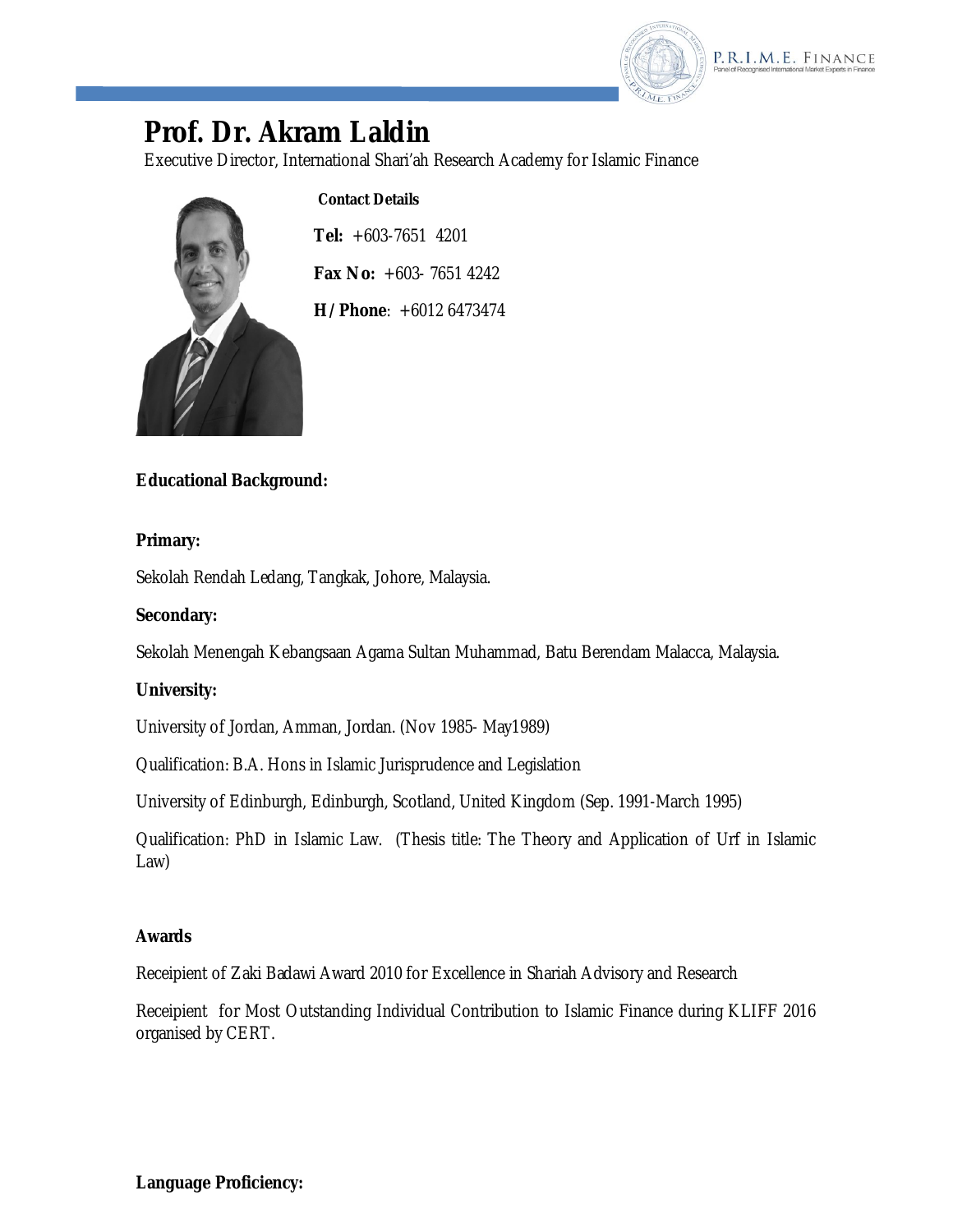# Prof. Dr. Akram Laldin

Executive Director, International Shari'ah Research Academy for Islamic Finance

**Contact Details**

**Tel:** +603-7651 4201

**Fax No:** +603- 7651 4242

**H/Phone**: +6012 6473474

**Educational Background:**

**Primary:**

Sekolah Rendah Ledang, Tangkak, Johore, Malaysia.

**Secondary:**

Sekolah Menengah Kebangsaan Agama Sultan Muhammad, Batu Berendam Malacca, Malaysia.

**University:**

University of Jordan, Amman, Jordan. (Nov 1985- May1989)

Qualification: B.A. Hons in Islamic Jurisprudence and Legislation

University of Edinburgh, Edinburgh, Scotland, United Kingdom (Sep. 1991-March 1995)

Qualification: PhD in Islamic Law. (Thesis title: The Theory and Application of Urf in Islamic Law)

**Awards**

Receipient of Zaki Badawi Award 2010 for Excellence in Shariah Advisory and Research

Receipient for Most Outstanding Individual Contribution to Islamic Finance during KLIFF 2016 organised by CERT.

**Language Proficiency:**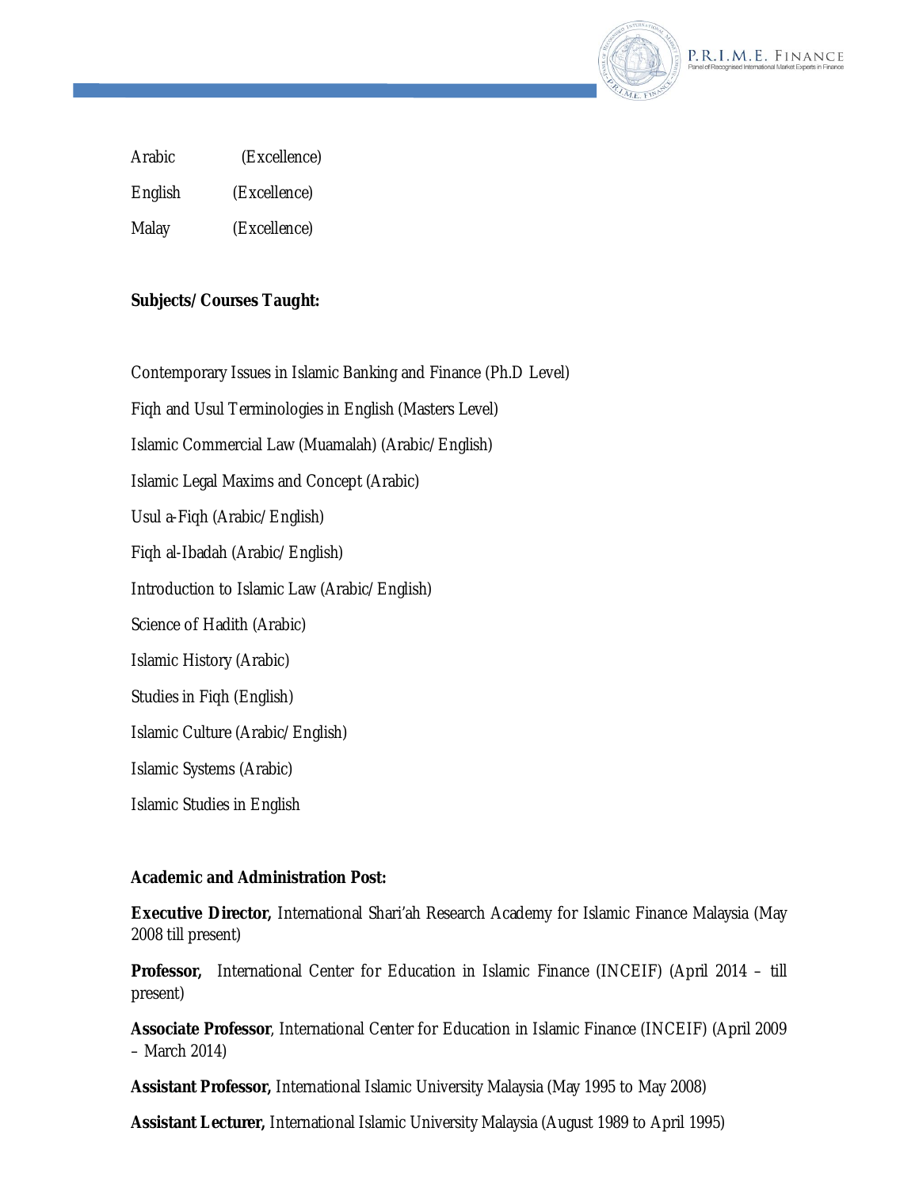Arabic (Excellence)

English (Excellence)

Malay (Excellence)

**Subjects/Courses Taught:**

Contemporary Issues in Islamic Banking and Finance (Ph.D Level)

Fiqh and Usul Terminologies in English (Masters Level)

Islamic Commercial Law (Muamalah) (Arabic/English)

Islamic Legal Maxims and Concept (Arabic)

Usul a-Fiqh (Arabic/English)

Fiqh al-Ibadah (Arabic/English)

Introduction to Islamic Law (Arabic/English)

Science of Hadith (Arabic)

Islamic History (Arabic)

Studies in Fiqh (English)

Islamic Culture (Arabic/English)

Islamic Systems (Arabic)

Islamic Studies in English

**Academic and Administration Post:**

**Executive Director,** International Shari'ah Research Academy for Islamic Finance Malaysia (May 2008 till present)

**Professor,** International Center for Education in Islamic Finance (INCEIF) (April 2014 – till present)

**Associate Professor**, International Center for Education in Islamic Finance (INCEIF) (April 2009 – March 2014)

**Assistant Professor,** International Islamic University Malaysia (May 1995 to May 2008)

**Assistant Lecturer,** International Islamic University Malaysia (August 1989 to April 1995)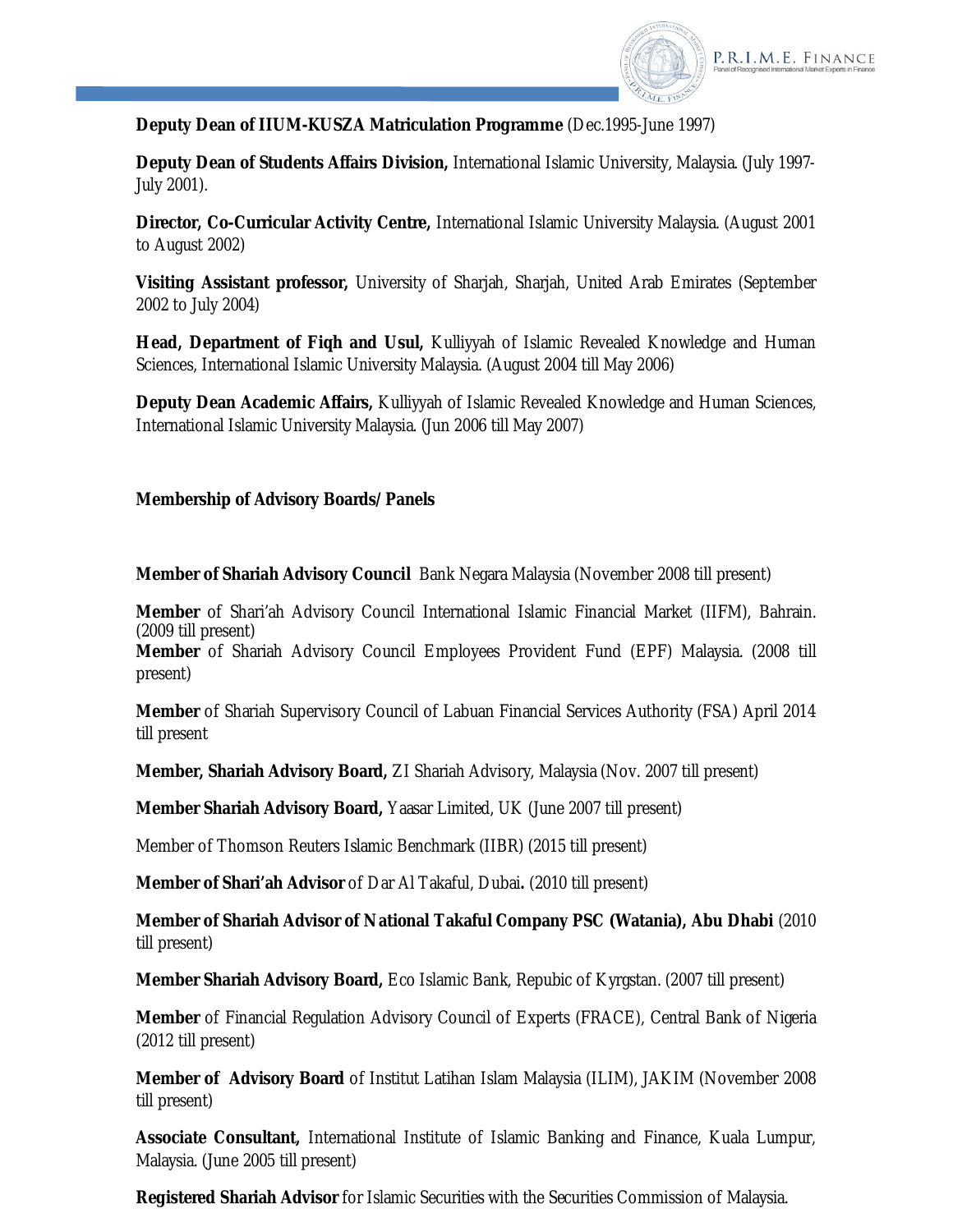**Deputy Dean of IIUM-KUSZA Matriculation Programme** (Dec.1995-June 1997)

**Deputy Dean of Students Affairs Division,** International Islamic University, Malaysia. (July 1997-July 2001).

**Director, Co-Curricular Activity Centre,** International Islamic University Malaysia. (August 2001 to August 2002)

**Visiting Assistant professor,** University of Sharjah, Sharjah, United Arab Emirates (September 2002 to July 2004)

**Head, Department of Fiqh and Usul,** Kulliyyah of Islamic Revealed Knowledge and Human Sciences, International Islamic University Malaysia. (August 2004 till May 2006)

**Deputy Dean Academic Affairs,** Kulliyyah of Islamic Revealed Knowledge and Human Sciences, International Islamic University Malaysia. (Jun 2006 till May 2007)

**Membership of Advisory Boards/ Panels**

**Member of Shariah Advisory Council** Bank Negara Malaysia (November 2008 till present)

**Member** of Shari'ah Advisory Council International Islamic Financial Market (IIFM), Bahrain. (2009 till present)

**Member** of Shariah Advisory Council Employees Provident Fund (EPF) Malaysia. (2008 till present)

**Member** of Shariah Supervisory Council of Labuan Financial Services Authority (FSA) April 2014 till present

**Member, Shariah Advisory Board,** ZI Shariah Advisory, Malaysia (Nov. 2007 till present)

**Member Shariah Advisory Board,** Yaasar Limited, UK (June 2007 till present)

Member of Thomson Reuters Islamic Benchmark (IIBR) (2015 till present)

**Member of Shari'ah Advisor** of Dar Al Takaful, Dubai**.** (2010 till present)

**Member of Shariah Advisor of National Takaful Company PSC (Watania), Abu Dhabi** (2010 till present)

**Member Shariah Advisory Board,** Eco Islamic Bank, Repubic of Kyrgstan. (2007 till present)

**Member** of Financial Regulation Advisory Council of Experts (FRACE), Central Bank of Nigeria (2012 till present)

**Member of Advisory Board** of Institut Latihan Islam Malaysia (ILIM), JAKIM (November 2008 till present)

**Associate Consultant,** International Institute of Islamic Banking and Finance, Kuala Lumpur, Malaysia. (June 2005 till present)

**Registered Shariah Advisor** for Islamic Securities with the Securities Commission of Malaysia.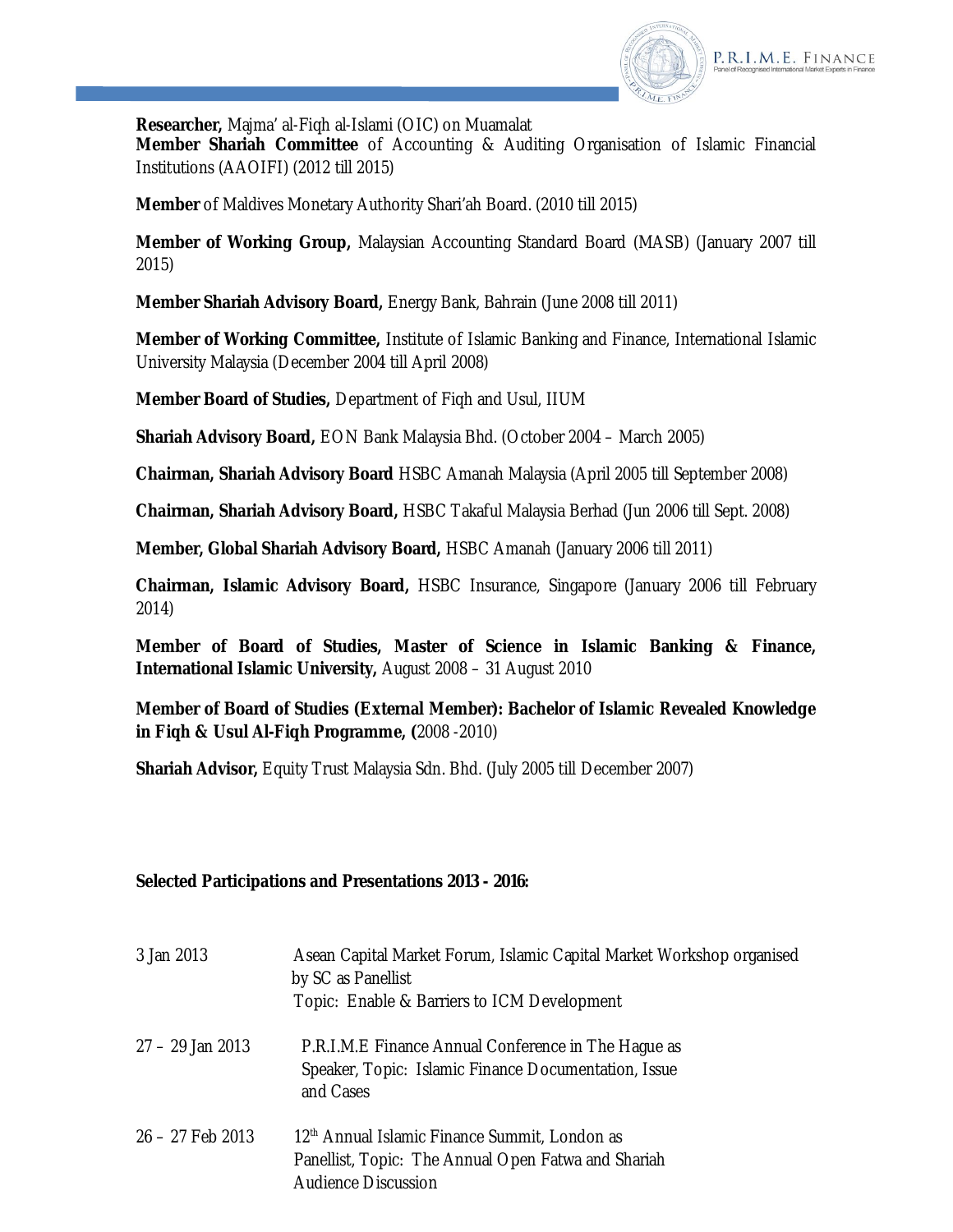**Researcher,** Majma' al-Fiqh al-Islami (OIC) on Muamalat
**Member Shariah Committee** of Accounting & Auditing Organisation of Islamic Financial Institutions (AAOIFI) (2012 till 2015)

**Member** of Maldives Monetary Authority Shari'ah Board. (2010 till 2015)

**Member of Working Group,** Malaysian Accounting Standard Board (MASB) (January 2007 till 2015)

**Member Shariah Advisory Board,** Energy Bank, Bahrain (June 2008 till 2011)

**Member of Working Committee,** Institute of Islamic Banking and Finance, International Islamic University Malaysia (December 2004 till April 2008)

**Member Board of Studies,** Department of Fiqh and Usul, IIUM

**Shariah Advisory Board,** EON Bank Malaysia Bhd. (October 2004 – March 2005)

**Chairman, Shariah Advisory Board** HSBC Amanah Malaysia (April 2005 till September 2008)

**Chairman, Shariah Advisory Board,** HSBC Takaful Malaysia Berhad (Jun 2006 till Sept. 2008)

**Member, Global Shariah Advisory Board,** HSBC Amanah (January 2006 till 2011)

**Chairman, Islamic Advisory Board,** HSBC Insurance, Singapore (January 2006 till February 2014)

**Member of Board of Studies, Master of Science in Islamic Banking & Finance, International Islamic University,** August 2008 – 31 August 2010

**Member of Board of Studies (External Member): Bachelor of Islamic Revealed Knowledge in Fiqh & Usul Al-Fiqh Programme, (**2008 -2010)

**Shariah Advisor,** Equity Trust Malaysia Sdn. Bhd. (July 2005 till December 2007)

**Selected Participations and Presentations 2013 - 2016:**

| | |
|---|---|
| 3 Jan 2013 | Asean Capital Market Forum, Islamic Capital Market Workshop organised by SC as Panellist<br>Topic: Enable & Barriers to ICM Development |
| 27 – 29 Jan 2013 | P.R.I.M.E Finance Annual Conference in The Hague as Speaker, Topic: Islamic Finance Documentation, Issue and Cases |
| 26 – 27 Feb 2013 | 12th Annual Islamic Finance Summit, London as Panellist, Topic: The Annual Open Fatwa and Shariah Audience Discussion |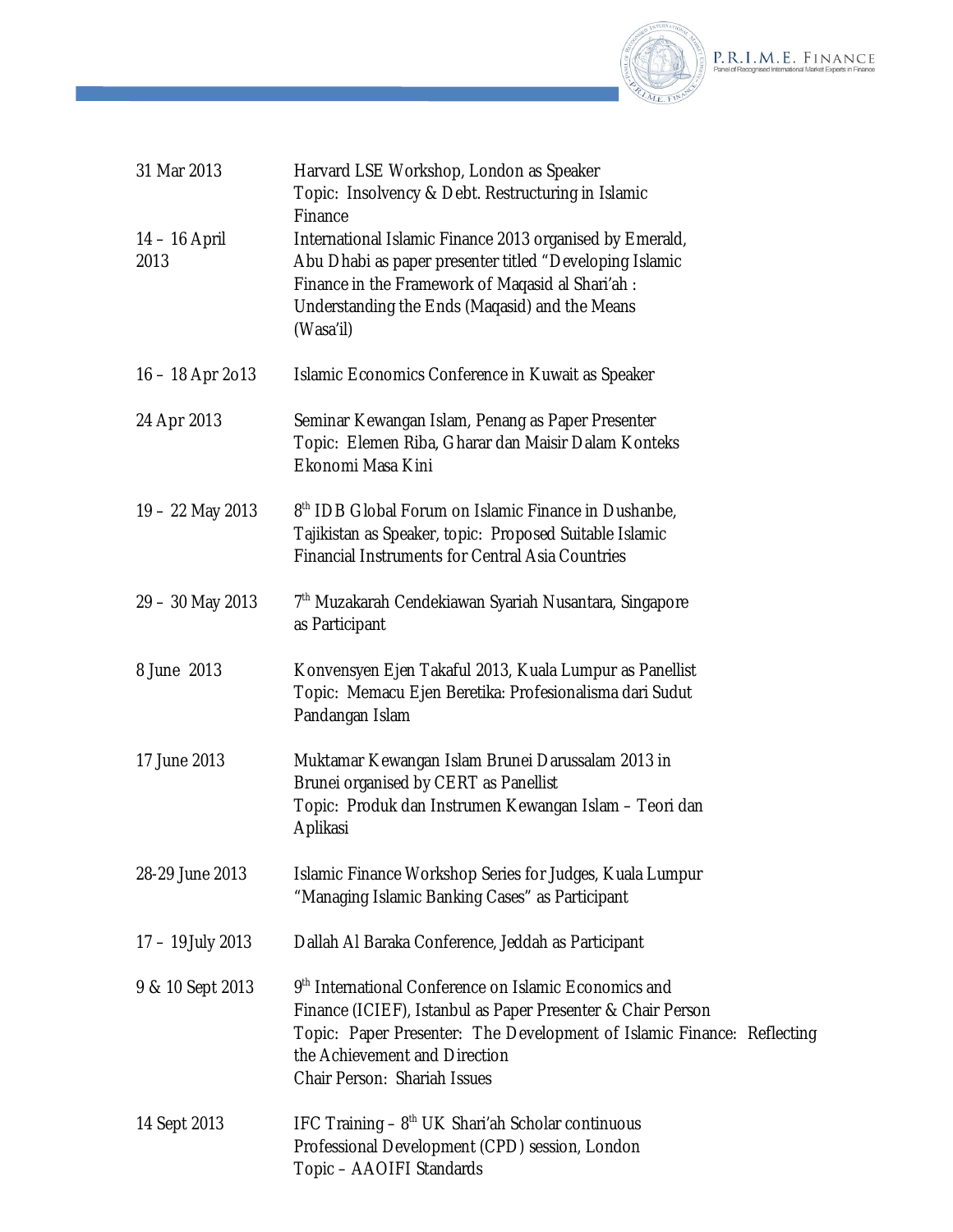| | |
|---|---|
| 31 Mar 2013 | Harvard LSE Workshop, London as Speaker<br>Topic: Insolvency & Debt. Restructuring in Islamic Finance |
| 14 – 16 April 2013 | International Islamic Finance 2013 organised by Emerald, Abu Dhabi as paper presenter titled "Developing Islamic Finance in the Framework of Maqasid al Shari'ah : Understanding the Ends (Maqasid) and the Means (Wasa'il) |
| 16 – 18 Apr 2o13 | Islamic Economics Conference in Kuwait as Speaker |
| 24 Apr 2013 | Seminar Kewangan Islam, Penang as Paper Presenter<br>Topic: Elemen Riba, Gharar dan Maisir Dalam Konteks Ekonomi Masa Kini |
| 19 – 22 May 2013 | 8th IDB Global Forum on Islamic Finance in Dushanbe, Tajikistan as Speaker, topic: Proposed Suitable Islamic Financial Instruments for Central Asia Countries |
| 29 – 30 May 2013 | 7th Muzakarah Cendekiawan Syariah Nusantara, Singapore as Participant |
| 8 June 2013 | Konvensyen Ejen Takaful 2013, Kuala Lumpur as Panellist<br>Topic: Memacu Ejen Beretika: Profesionalisma dari Sudut Pandangan Islam |
| 17 June 2013 | Muktamar Kewangan Islam Brunei Darussalam 2013 in Brunei organised by CERT as Panellist<br>Topic: Produk dan Instrumen Kewangan Islam – Teori dan Aplikasi |
| 28-29 June 2013 | Islamic Finance Workshop Series for Judges, Kuala Lumpur "Managing Islamic Banking Cases" as Participant |
| 17 – 19July 2013 | Dallah Al Baraka Conference, Jeddah as Participant |
| 9 & 10 Sept 2013 | 9th International Conference on Islamic Economics and Finance (ICIEF), Istanbul as Paper Presenter & Chair Person<br>Topic: Paper Presenter: The Development of Islamic Finance: Reflecting the Achievement and Direction<br>Chair Person: Shariah Issues |
| 14 Sept 2013 | IFC Training – 8th UK Shari'ah Scholar continuous Professional Development (CPD) session, London<br>Topic – AAOIFI Standards |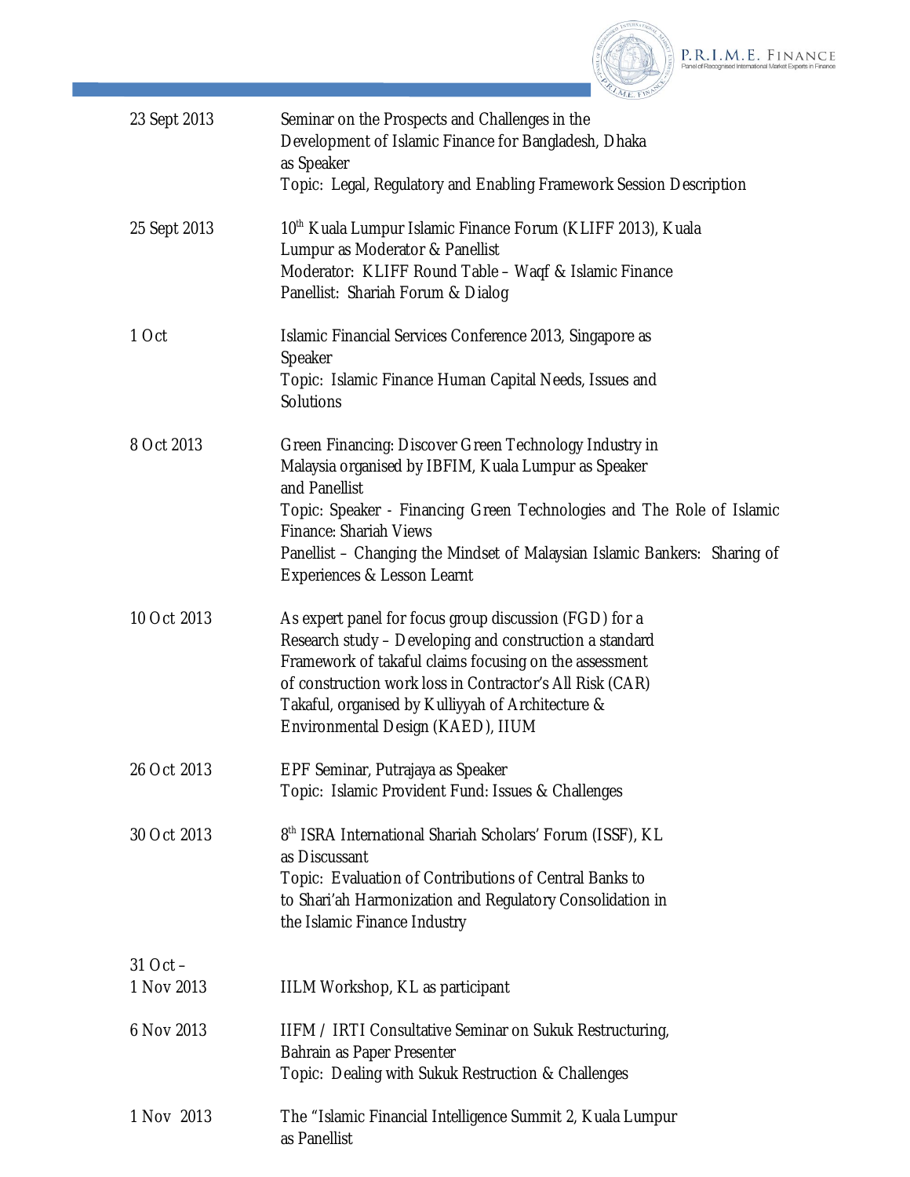| | |
|---|---|
| 23 Sept 2013 | Seminar on the Prospects and Challenges in the Development of Islamic Finance for Bangladesh, Dhaka as Speaker<br>Topic: Legal, Regulatory and Enabling Framework Session Description |
| 25 Sept 2013 | 10th Kuala Lumpur Islamic Finance Forum (KLIFF 2013), Kuala Lumpur as Moderator & Panellist<br>Moderator: KLIFF Round Table – Waqf & Islamic Finance<br>Panellist: Shariah Forum & Dialog |
| 1 Oct | Islamic Financial Services Conference 2013, Singapore as Speaker<br>Topic: Islamic Finance Human Capital Needs, Issues and Solutions |
| 8 Oct 2013 | Green Financing: Discover Green Technology Industry in Malaysia organised by IBFIM, Kuala Lumpur as Speaker and Panellist<br>Topic: Speaker - Financing Green Technologies and The Role of Islamic Finance: Shariah Views<br>Panellist – Changing the Mindset of Malaysian Islamic Bankers: Sharing of Experiences & Lesson Learnt |
| 10 Oct 2013 | As expert panel for focus group discussion (FGD) for a Research study – Developing and construction a standard Framework of takaful claims focusing on the assessment of construction work loss in Contractor's All Risk (CAR) Takaful, organised by Kulliyyah of Architecture & Environmental Design (KAED), IIUM |
| 26 Oct 2013 | EPF Seminar, Putrajaya as Speaker<br>Topic: Islamic Provident Fund: Issues & Challenges |
| 30 Oct 2013 | 8th ISRA International Shariah Scholars' Forum (ISSF), KL as Discussant<br>Topic: Evaluation of Contributions of Central Banks to to Shari'ah Harmonization and Regulatory Consolidation in the Islamic Finance Industry |
| 31 Oct – 1 Nov 2013 | IILM Workshop, KL as participant |
| 6 Nov 2013 | IIFM / IRTI Consultative Seminar on Sukuk Restructuring, Bahrain as Paper Presenter<br>Topic: Dealing with Sukuk Restruction & Challenges |
| 1 Nov 2013 | The "Islamic Financial Intelligence Summit 2, Kuala Lumpur as Panellist |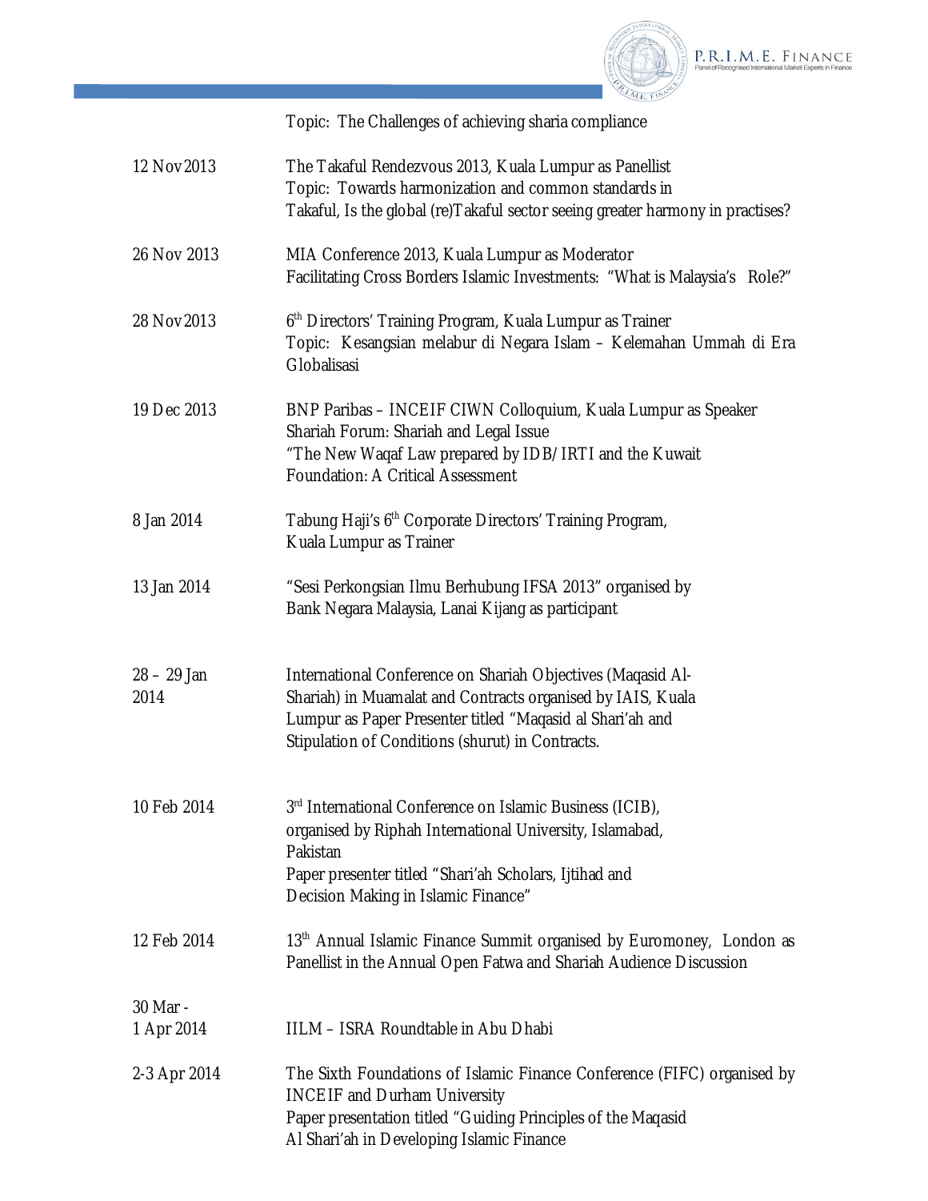Topic: The Challenges of achieving sharia compliance

| | |
|---|---|
| 12 Nov 2013 | The Takaful Rendezvous 2013, Kuala Lumpur as Panellist<br>Topic: Towards harmonization and common standards in Takaful, Is the global (re)Takaful sector seeing greater harmony in practises? |
| 26 Nov 2013 | MIA Conference 2013, Kuala Lumpur as Moderator<br>Facilitating Cross Borders Islamic Investments: "What is Malaysia's Role?" |
| 28 Nov 2013 | 6th Directors' Training Program, Kuala Lumpur as Trainer<br>Topic: Kesangsian melabur di Negara Islam – Kelemahan Ummah di Era Globalisasi |
| 19 Dec 2013 | BNP Paribas – INCEIF CIWN Colloquium, Kuala Lumpur as Speaker<br>Shariah Forum: Shariah and Legal Issue<br>"The New Waqaf Law prepared by IDB/IRTI and the Kuwait Foundation: A Critical Assessment |
| 8 Jan 2014 | Tabung Haji's 6th Corporate Directors' Training Program, Kuala Lumpur as Trainer |
| 13 Jan 2014 | "Sesi Perkongsian Ilmu Berhubung IFSA 2013" organised by Bank Negara Malaysia, Lanai Kijang as participant |
| 28 – 29 Jan 2014 | International Conference on Shariah Objectives (Maqasid Al-Shariah) in Muamalat and Contracts organised by IAIS, Kuala Lumpur as Paper Presenter titled "Maqasid al Shari'ah and Stipulation of Conditions (shurut) in Contracts. |
| 10 Feb 2014 | 3rd International Conference on Islamic Business (ICIB), organised by Riphah International University, Islamabad, Pakistan<br>Paper presenter titled "Shari'ah Scholars, Ijtihad and Decision Making in Islamic Finance" |
| 12 Feb 2014 | 13th Annual Islamic Finance Summit organised by Euromoney, London as Panellist in the Annual Open Fatwa and Shariah Audience Discussion |
| 30 Mar - 1 Apr 2014 | IILM – ISRA Roundtable in Abu Dhabi |
| 2-3 Apr 2014 | The Sixth Foundations of Islamic Finance Conference (FIFC) organised by INCEIF and Durham University<br>Paper presentation titled "Guiding Principles of the Maqasid Al Shari'ah in Developing Islamic Finance |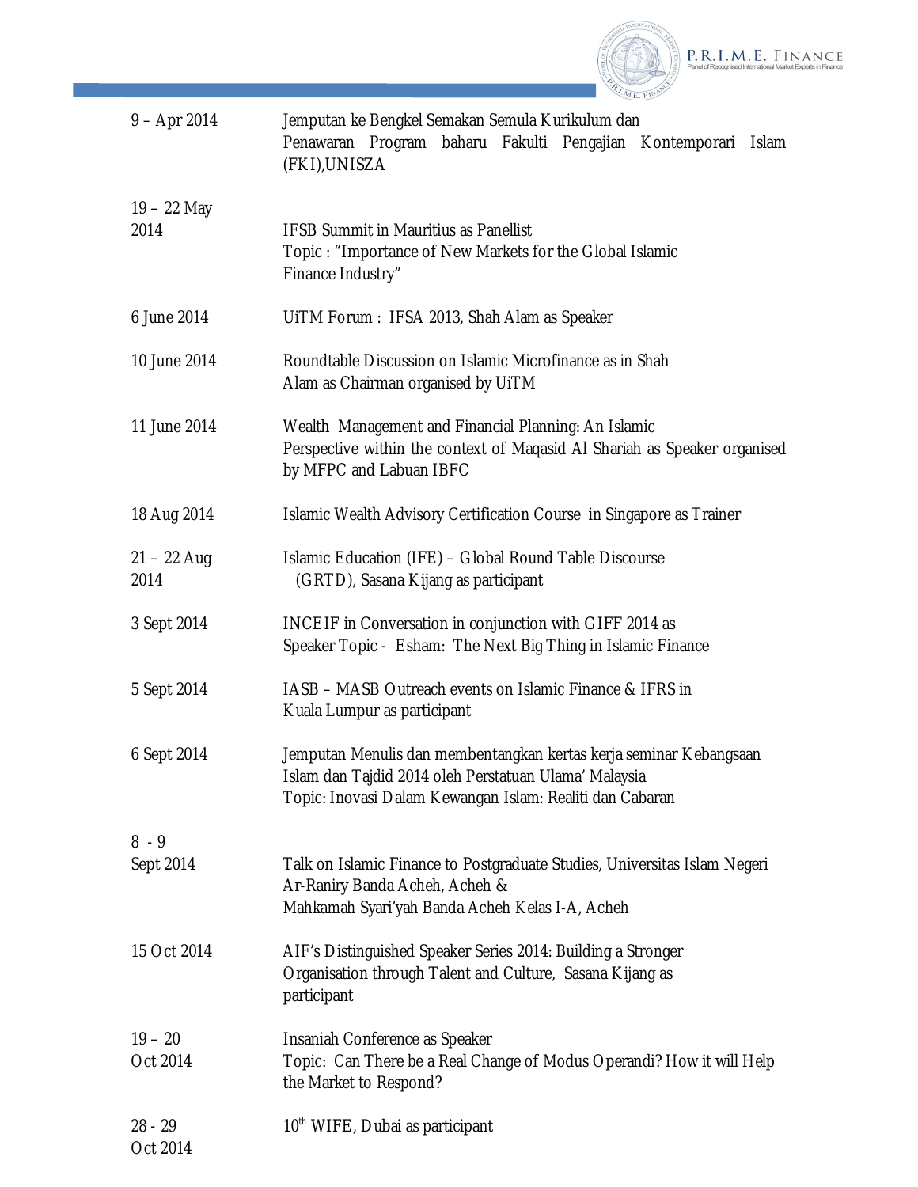| | |
|---|---|
| 9 – Apr 2014 | Jemputan ke Bengkel Semakan Semula Kurikulum dan Penawaran Program baharu Fakulti Pengajian Kontemporari Islam (FKI),UNISZA |
| 19 – 22 May 2014 | IFSB Summit in Mauritius as Panellist<br>Topic : "Importance of New Markets for the Global Islamic Finance Industry" |
| 6 June 2014 | UiTM Forum : IFSA 2013, Shah Alam as Speaker |
| 10 June 2014 | Roundtable Discussion on Islamic Microfinance as in Shah Alam as Chairman organised by UiTM |
| 11 June 2014 | Wealth Management and Financial Planning: An Islamic Perspective within the context of Maqasid Al Shariah as Speaker organised by MFPC and Labuan IBFC |
| 18 Aug 2014 | Islamic Wealth Advisory Certification Course in Singapore as Trainer |
| 21 – 22 Aug 2014 | Islamic Education (IFE) – Global Round Table Discourse (GRTD), Sasana Kijang as participant |
| 3 Sept 2014 | INCEIF in Conversation in conjunction with GIFF 2014 as Speaker Topic - Esham: The Next Big Thing in Islamic Finance |
| 5 Sept 2014 | IASB – MASB Outreach events on Islamic Finance & IFRS in Kuala Lumpur as participant |
| 6 Sept 2014 | Jemputan Menulis dan membentangkan kertas kerja seminar Kebangsaan Islam dan Tajdid 2014 oleh Perstatuan Ulama' Malaysia<br>Topic: Inovasi Dalam Kewangan Islam: Realiti dan Cabaran |
| 8 - 9 Sept 2014 | Talk on Islamic Finance to Postgraduate Studies, Universitas Islam Negeri Ar-Raniry Banda Acheh, Acheh &<br>Mahkamah Syari'yah Banda Acheh Kelas I-A, Acheh |
| 15 Oct 2014 | AIF's Distinguished Speaker Series 2014: Building a Stronger Organisation through Talent and Culture, Sasana Kijang as participant |
| 19 – 20 Oct 2014 | Insaniah Conference as Speaker<br>Topic: Can There be a Real Change of Modus Operandi? How it will Help the Market to Respond? |
| 28 - 29 Oct 2014 | 10th WIFE, Dubai as participant |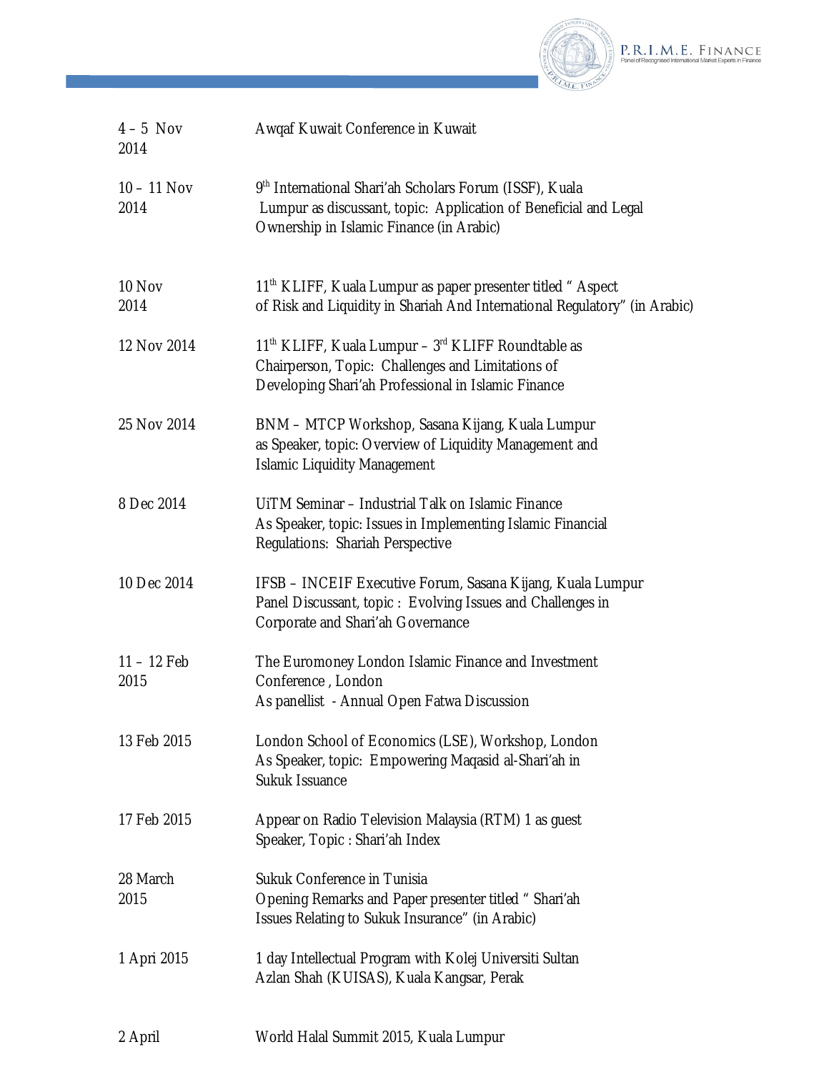| | |
|---|---|
| 4 – 5 Nov 2014 | Awqaf Kuwait Conference in Kuwait |
| 10 – 11 Nov 2014 | 9th International Shari'ah Scholars Forum (ISSF), Kuala Lumpur as discussant, topic: Application of Beneficial and Legal Ownership in Islamic Finance (in Arabic) |
| 10 Nov 2014 | 11th KLIFF, Kuala Lumpur as paper presenter titled " Aspect of Risk and Liquidity in Shariah And International Regulatory" (in Arabic) |
| 12 Nov 2014 | 11th KLIFF, Kuala Lumpur – 3rd KLIFF Roundtable as Chairperson, Topic: Challenges and Limitations of Developing Shari'ah Professional in Islamic Finance |
| 25 Nov 2014 | BNM – MTCP Workshop, Sasana Kijang, Kuala Lumpur as Speaker, topic: Overview of Liquidity Management and Islamic Liquidity Management |
| 8 Dec 2014 | UiTM Seminar – Industrial Talk on Islamic Finance As Speaker, topic: Issues in Implementing Islamic Financial Regulations: Shariah Perspective |
| 10 Dec 2014 | IFSB – INCEIF Executive Forum, Sasana Kijang, Kuala Lumpur Panel Discussant, topic : Evolving Issues and Challenges in Corporate and Shari'ah Governance |
| 11 – 12 Feb 2015 | The Euromoney London Islamic Finance and Investment Conference , London As panellist - Annual Open Fatwa Discussion |
| 13 Feb 2015 | London School of Economics (LSE), Workshop, London As Speaker, topic: Empowering Maqasid al-Shari'ah in Sukuk Issuance |
| 17 Feb 2015 | Appear on Radio Television Malaysia (RTM) 1 as guest Speaker, Topic : Shari'ah Index |
| 28 March 2015 | Sukuk Conference in Tunisia Opening Remarks and Paper presenter titled " Shari'ah Issues Relating to Sukuk Insurance" (in Arabic) |
| 1 Apri 2015 | 1 day Intellectual Program with Kolej Universiti Sultan Azlan Shah (KUISAS), Kuala Kangsar, Perak |
| 2 April | World Halal Summit 2015, Kuala Lumpur |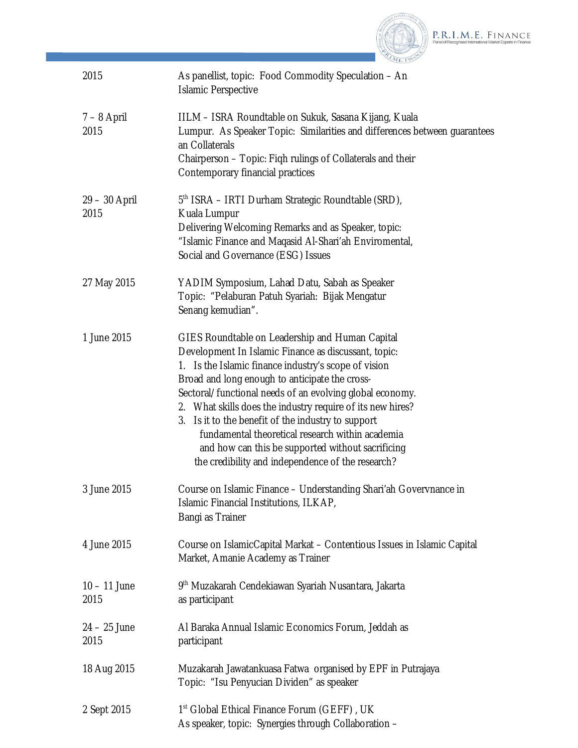| | |
|---|---|
| 2015 | As panellist, topic: Food Commodity Speculation – An Islamic Perspective |
| 7 – 8 April 2015 | IILM – ISRA Roundtable on Sukuk, Sasana Kijang, Kuala Lumpur. As Speaker Topic: Similarities and differences between guarantees an Collaterals<br>Chairperson – Topic: Fiqh rulings of Collaterals and their Contemporary financial practices |
| 29 – 30 April 2015 | 5th ISRA – IRTI Durham Strategic Roundtable (SRD), Kuala Lumpur<br>Delivering Welcoming Remarks and as Speaker, topic: "Islamic Finance and Maqasid Al-Shari'ah Enviromental, Social and Governance (ESG) Issues |
| 27 May 2015 | YADIM Symposium, Lahad Datu, Sabah as Speaker<br>Topic: "Pelaburan Patuh Syariah: Bijak Mengatur Senang kemudian". |
| 1 June 2015 | GIES Roundtable on Leadership and Human Capital Development In Islamic Finance as discussant, topic:<br>1. Is the Islamic finance industry's scope of vision Broad and long enough to anticipate the cross-Sectoral/functional needs of an evolving global economy.<br>2. What skills does the industry require of its new hires?<br>3. Is it to the benefit of the industry to support fundamental theoretical research within academia and how can this be supported without sacrificing the credibility and independence of the research? |
| 3 June 2015 | Course on Islamic Finance – Understanding Shari'ah Govervnance in Islamic Financial Institutions, ILKAP, Bangi as Trainer |
| 4 June 2015 | Course on IslamicCapital Markat – Contentious Issues in Islamic Capital Market, Amanie Academy as Trainer |
| 10 – 11 June 2015 | 9th Muzakarah Cendekiawan Syariah Nusantara, Jakarta as participant |
| 24 – 25 June 2015 | Al Baraka Annual Islamic Economics Forum, Jeddah as participant |
| 18 Aug 2015 | Muzakarah Jawatankuasa Fatwa organised by EPF in Putrajaya<br>Topic: "Isu Penyucian Dividen" as speaker |
| 2 Sept 2015 | 1st Global Ethical Finance Forum (GEFF) , UK<br>As speaker, topic: Synergies through Collaboration – |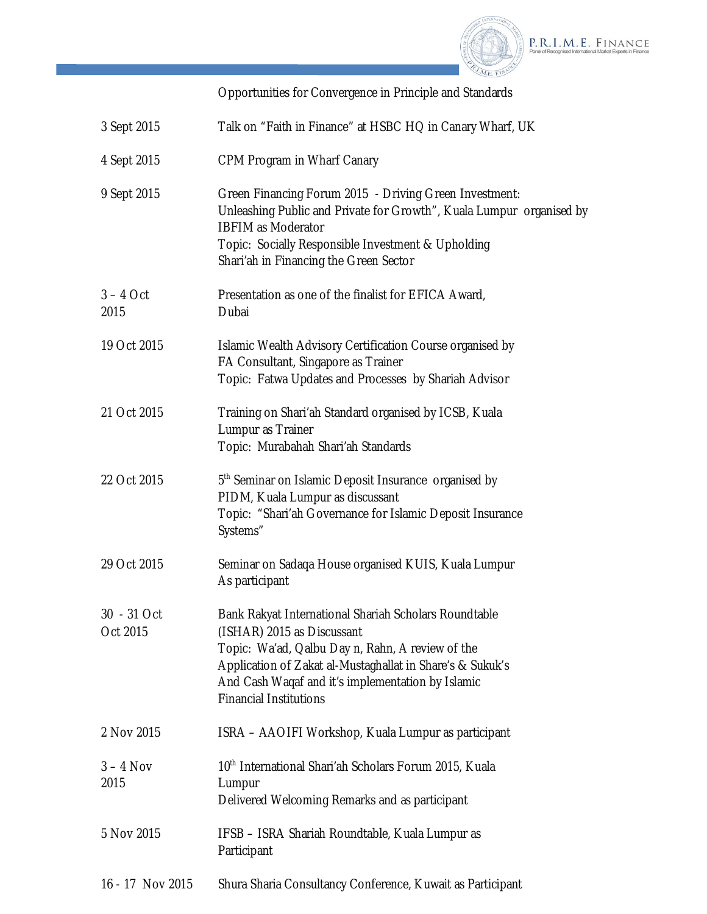Opportunities for Convergence in Principle and Standards

| | |
|---|---|
| 3 Sept 2015 | Talk on "Faith in Finance" at HSBC HQ in Canary Wharf, UK |
| 4 Sept 2015 | CPM Program in Wharf Canary |
| 9 Sept 2015 | Green Financing Forum 2015 - Driving Green Investment: Unleashing Public and Private for Growth", Kuala Lumpur organised by IBFIM as Moderator<br>Topic: Socially Responsible Investment & Upholding Shari'ah in Financing the Green Sector |
| 3 – 4 Oct 2015 | Presentation as one of the finalist for EFICA Award, Dubai |
| 19 Oct 2015 | Islamic Wealth Advisory Certification Course organised by FA Consultant, Singapore as Trainer<br>Topic: Fatwa Updates and Processes by Shariah Advisor |
| 21 Oct 2015 | Training on Shari'ah Standard organised by ICSB, Kuala Lumpur as Trainer<br>Topic: Murabahah Shari'ah Standards |
| 22 Oct 2015 | 5th Seminar on Islamic Deposit Insurance organised by PIDM, Kuala Lumpur as discussant<br>Topic: "Shari'ah Governance for Islamic Deposit Insurance Systems" |
| 29 Oct 2015 | Seminar on Sadaqa House organised KUIS, Kuala Lumpur As participant |
| 30 - 31 Oct Oct 2015 | Bank Rakyat International Shariah Scholars Roundtable (ISHAR) 2015 as Discussant<br>Topic: Wa'ad, Qalbu Day n, Rahn, A review of the Application of Zakat al-Mustaghallat in Share's & Sukuk's And Cash Waqaf and it's implementation by Islamic Financial Institutions |
| 2 Nov 2015 | ISRA – AAOIFI Workshop, Kuala Lumpur as participant |
| 3 – 4 Nov 2015 | 10th International Shari'ah Scholars Forum 2015, Kuala Lumpur<br>Delivered Welcoming Remarks and as participant |
| 5 Nov 2015 | IFSB – ISRA Shariah Roundtable, Kuala Lumpur as Participant |
| 16 - 17 Nov 2015 | Shura Sharia Consultancy Conference, Kuwait as Participant |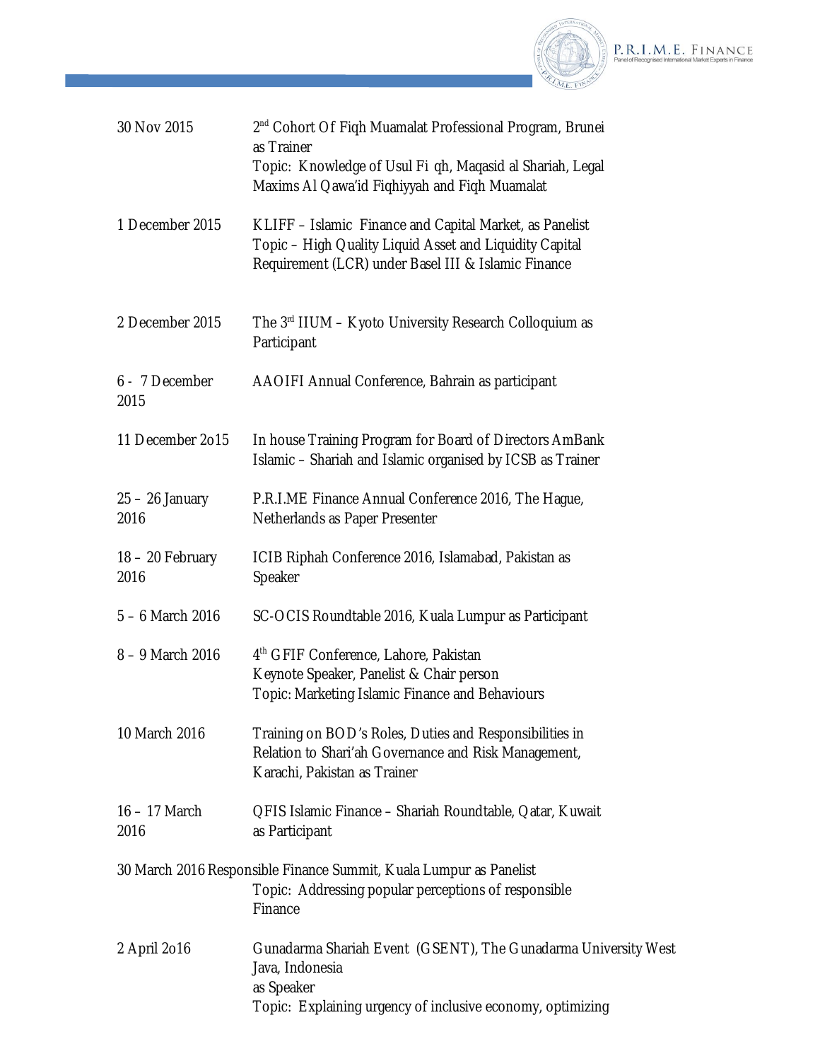| | |
|---|---|
| 30 Nov 2015 | 2nd Cohort Of Fiqh Muamalat Professional Program, Brunei as Trainer<br>Topic: Knowledge of Usul Fi qh, Maqasid al Shariah, Legal Maxims Al Qawa'id Fiqhiyyah and Fiqh Muamalat |
| 1 December 2015 | KLIFF – Islamic Finance and Capital Market, as Panelist<br>Topic – High Quality Liquid Asset and Liquidity Capital Requirement (LCR) under Basel III & Islamic Finance |
| 2 December 2015 | The 3rd IIUM – Kyoto University Research Colloquium as Participant |
| 6 - 7 December 2015 | AAOIFI Annual Conference, Bahrain as participant |
| 11 December 2o15 | In house Training Program for Board of Directors AmBank Islamic – Shariah and Islamic organised by ICSB as Trainer |
| 25 – 26 January 2016 | P.R.I.ME Finance Annual Conference 2016, The Hague, Netherlands as Paper Presenter |
| 18 – 20 February 2016 | ICIB Riphah Conference 2016, Islamabad, Pakistan as Speaker |
| 5 – 6 March 2016 | SC-OCIS Roundtable 2016, Kuala Lumpur as Participant |
| 8 – 9 March 2016 | 4th GFIF Conference, Lahore, Pakistan<br>Keynote Speaker, Panelist & Chair person<br>Topic: Marketing Islamic Finance and Behaviours |
| 10 March 2016 | Training on BOD's Roles, Duties and Responsibilities in Relation to Shari'ah Governance and Risk Management, Karachi, Pakistan as Trainer |
| 16 – 17 March 2016 | QFIS Islamic Finance – Shariah Roundtable, Qatar, Kuwait as Participant |
| 30 March 2016 | Responsible Finance Summit, Kuala Lumpur as Panelist<br>Topic: Addressing popular perceptions of responsible Finance |
| 2 April 2o16 | Gunadarma Shariah Event (GSENT), The Gunadarma University West Java, Indonesia<br>as Speaker<br>Topic: Explaining urgency of inclusive economy, optimizing |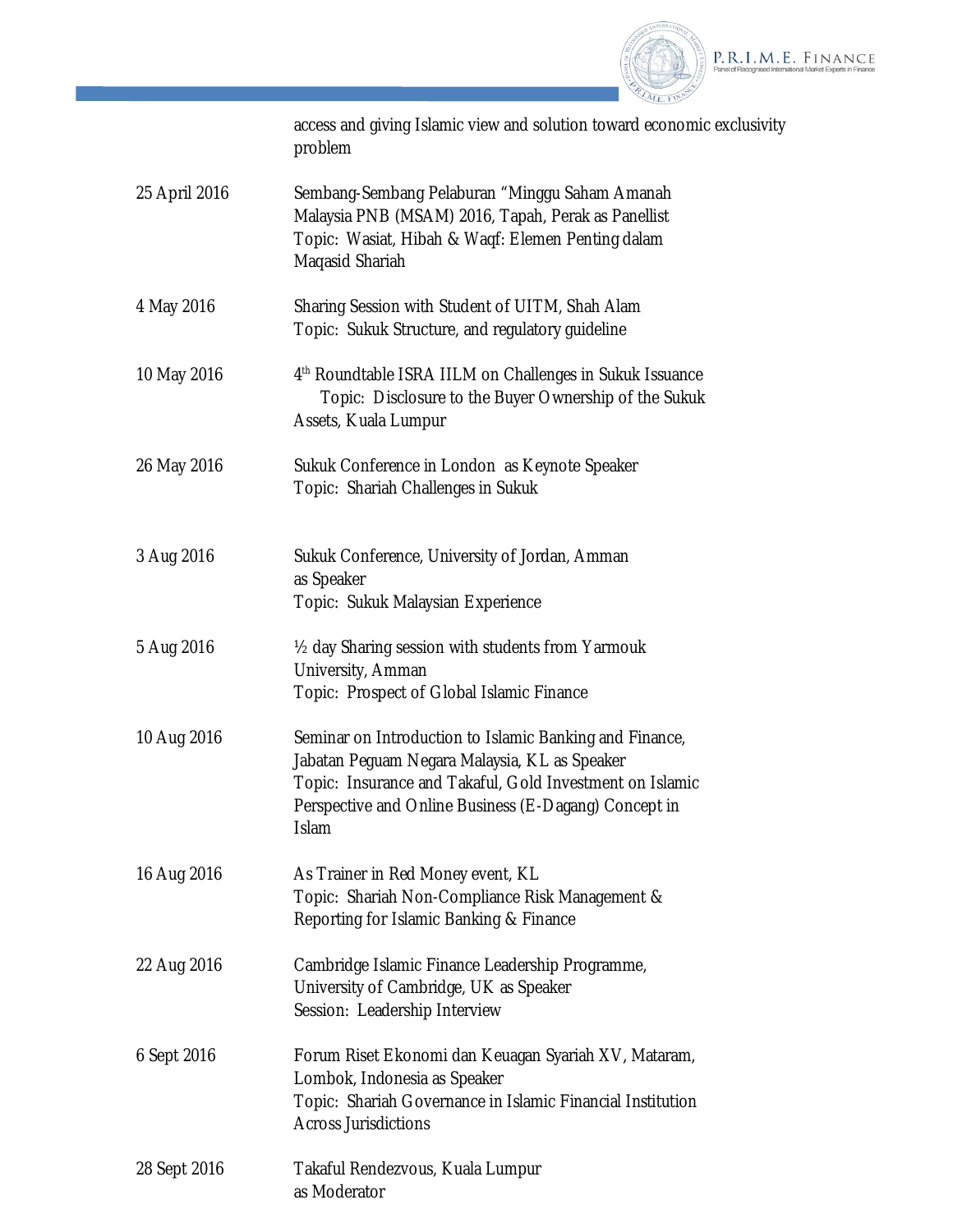| | |
|---|---|
| | access and giving Islamic view and solution toward economic exclusivity problem |
| 25 April 2016 | Sembang-Sembang Pelaburan "Minggu Saham Amanah Malaysia PNB (MSAM) 2016, Tapah, Perak as Panellist<br>Topic: Wasiat, Hibah & Waqf: Elemen Penting dalam Maqasid Shariah |
| 4 May 2016 | Sharing Session with Student of UITM, Shah Alam<br>Topic: Sukuk Structure, and regulatory guideline |
| 10 May 2016 | 4th Roundtable ISRA IILM on Challenges in Sukuk Issuance<br>Topic: Disclosure to the Buyer Ownership of the Sukuk Assets, Kuala Lumpur |
| 26 May 2016 | Sukuk Conference in London as Keynote Speaker<br>Topic: Shariah Challenges in Sukuk |
| 3 Aug 2016 | Sukuk Conference, University of Jordan, Amman as Speaker<br>Topic: Sukuk Malaysian Experience |
| 5 Aug 2016 | ½ day Sharing session with students from Yarmouk University, Amman<br>Topic: Prospect of Global Islamic Finance |
| 10 Aug 2016 | Seminar on Introduction to Islamic Banking and Finance, Jabatan Peguam Negara Malaysia, KL as Speaker<br>Topic: Insurance and Takaful, Gold Investment on Islamic Perspective and Online Business (E-Dagang) Concept in Islam |
| 16 Aug 2016 | As Trainer in Red Money event, KL<br>Topic: Shariah Non-Compliance Risk Management & Reporting for Islamic Banking & Finance |
| 22 Aug 2016 | Cambridge Islamic Finance Leadership Programme, University of Cambridge, UK as Speaker<br>Session: Leadership Interview |
| 6 Sept 2016 | Forum Riset Ekonomi dan Keuagan Syariah XV, Mataram, Lombok, Indonesia as Speaker<br>Topic: Shariah Governance in Islamic Financial Institution Across Jurisdictions |
| 28 Sept 2016 | Takaful Rendezvous, Kuala Lumpur as Moderator |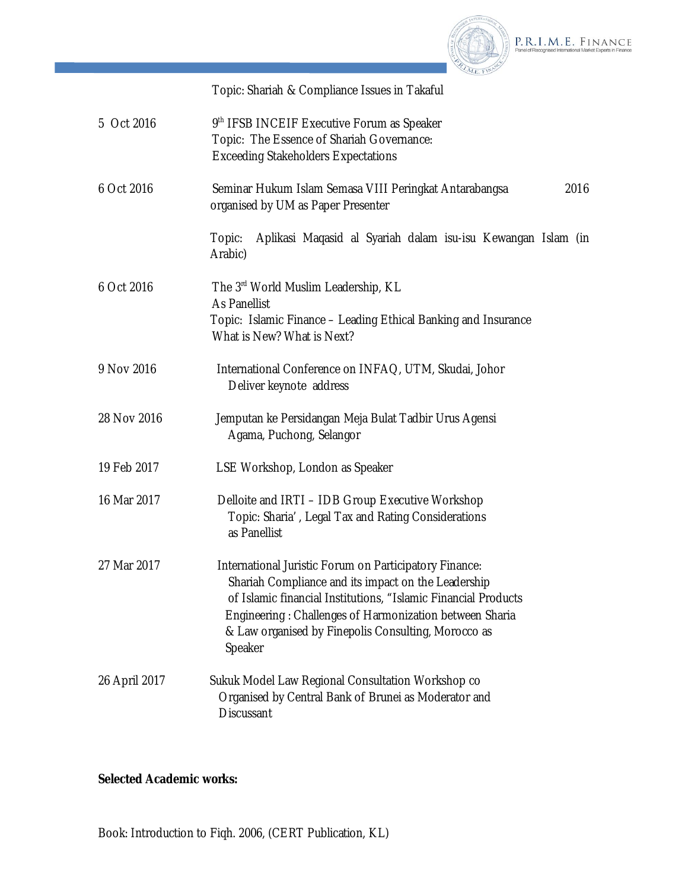Topic: Shariah & Compliance Issues in Takaful

| | |
|---|---|
| 5 Oct 2016 | 9th IFSB INCEIF Executive Forum as Speaker<br>Topic: The Essence of Shariah Governance:<br>Exceeding Stakeholders Expectations |
| 6 Oct 2016 | Seminar Hukum Islam Semasa VIII Peringkat Antarabangsa 2016 organised by UM as Paper Presenter<br><br>Topic: Aplikasi Maqasid al Syariah dalam isu-isu Kewangan Islam (in Arabic) |
| 6 Oct 2016 | The 3rd World Muslim Leadership, KL<br>As Panellist<br>Topic: Islamic Finance – Leading Ethical Banking and Insurance<br>What is New? What is Next? |
| 9 Nov 2016 | International Conference on INFAQ, UTM, Skudai, Johor<br>Deliver keynote address |
| 28 Nov 2016 | Jemputan ke Persidangan Meja Bulat Tadbir Urus Agensi Agama, Puchong, Selangor |
| 19 Feb 2017 | LSE Workshop, London as Speaker |
| 16 Mar 2017 | Delloite and IRTI – IDB Group Executive Workshop<br>Topic: Sharia', Legal Tax and Rating Considerations<br>as Panellist |
| 27 Mar 2017 | International Juristic Forum on Participatory Finance: Shariah Compliance and its impact on the Leadership of Islamic financial Institutions, "Islamic Financial Products Engineering : Challenges of Harmonization between Sharia & Law organised by Finepolis Consulting, Morocco as Speaker |
| 26 April 2017 | Sukuk Model Law Regional Consultation Workshop co Organised by Central Bank of Brunei as Moderator and Discussant |

**Selected Academic works:**

Book: Introduction to Fiqh. 2006, (CERT Publication, KL)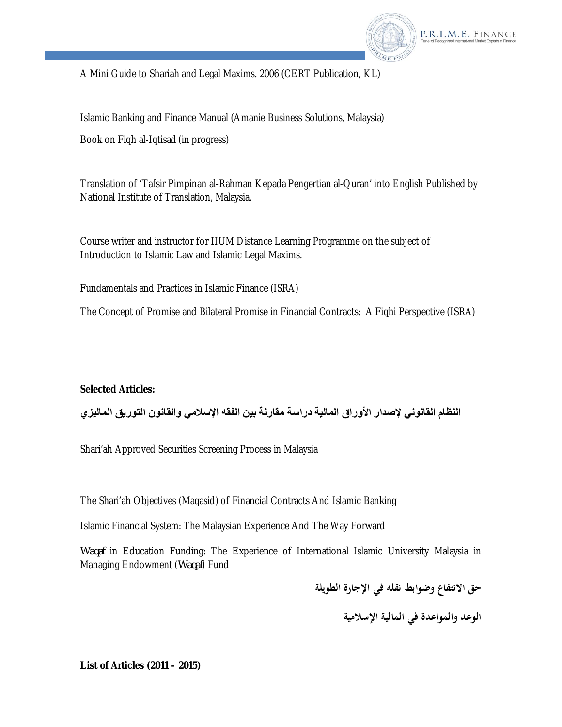A Mini Guide to Shariah and Legal Maxims. 2006 (CERT Publication, KL)

Islamic Banking and Finance Manual (Amanie Business Solutions, Malaysia)

Book on Fiqh al-Iqtisad (in progress)

Translation of 'Tafsir Pimpinan al-Rahman Kepada Pengertian al-Quran' into English Published by National Institute of Translation, Malaysia.

Course writer and instructor for IIUM Distance Learning Programme on the subject of Introduction to Islamic Law and Islamic Legal Maxims.

Fundamentals and Practices in Islamic Finance (ISRA)

The Concept of Promise and Bilateral Promise in Financial Contracts: A Fiqhi Perspective (ISRA)

**Selected Articles:**

**النظام القانوني لإصدار الأوراق المالية دراسة مقارنة بين الفقه الإسلامي والقانون التوريق الماليزي**

Shari'ah Approved Securities Screening Process in Malaysia

The Shari'ah Objectives (Maqasid) of Financial Contracts And Islamic Banking

Islamic Financial System: The Malaysian Experience And The Way Forward

*Waqaf* in Education Funding: The Experience of International Islamic University Malaysia in Managing Endowment (*Waqaf*) Fund

**حق الانتفاع وضوابط نقله في الإجارة الطويلة**

**الوعد والمواعدة في المالية الإسلامية**

**List of Articles (2011 – 2015)**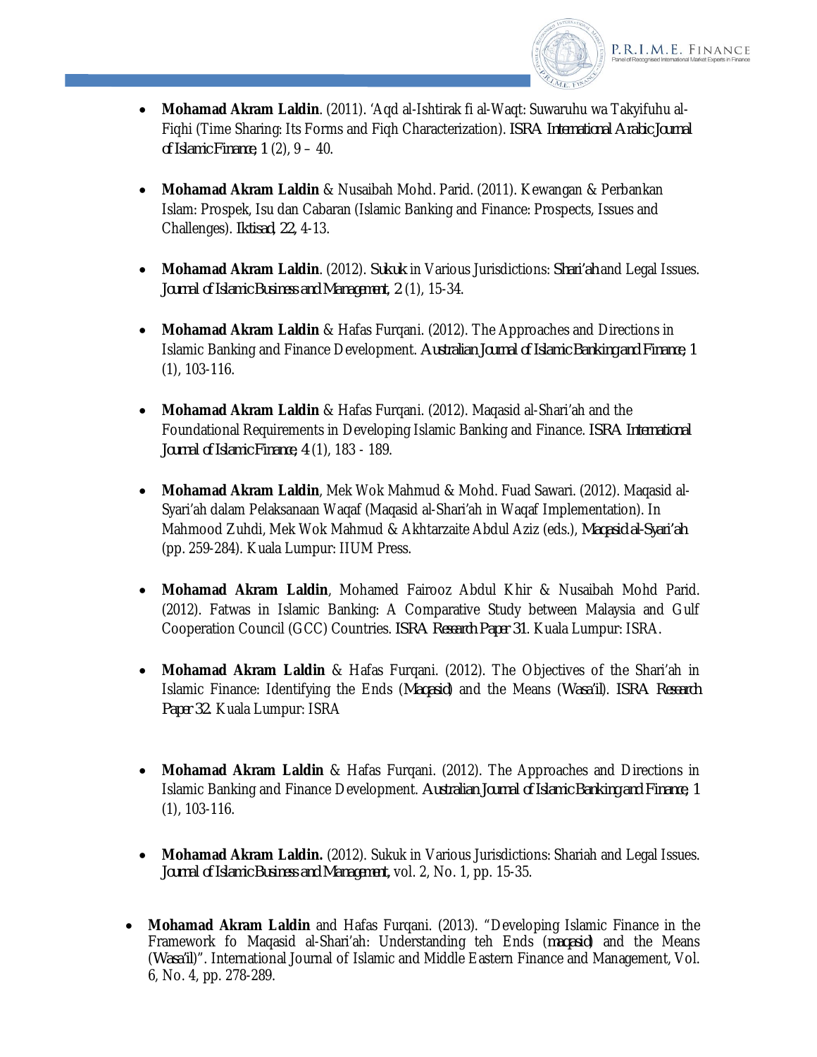- **Mohamad Akram Laldin**. (2011). 'Aqd al-Ishtirak fi al-Waqt: Suwaruhu wa Takyifuhu al-Fiqhi (Time Sharing: Its Forms and Fiqh Characterization). *ISRA International Arabic Journal of Islamic Finance, 1* (2), 9 – 40.

- **Mohamad Akram Laldin** & Nusaibah Mohd. Parid. (2011). Kewangan & Perbankan Islam: Prospek, Isu dan Cabaran (Islamic Banking and Finance: Prospects, Issues and Challenges). *Iktisad, 22,* 4-13.

- **Mohamad Akram Laldin**. (2012). *Sukuk* in Various Jurisdictions: *Shari'ah* and Legal Issues. *Journal of Islamic Business and Management, 2* (1), 15-34.

- **Mohamad Akram Laldin** & Hafas Furqani. (2012). The Approaches and Directions in Islamic Banking and Finance Development. *Australian Journal of Islamic Banking and Finance, 1* (1), 103-116.

- **Mohamad Akram Laldin** & Hafas Furqani. (2012). Maqasid al-Shari'ah and the Foundational Requirements in Developing Islamic Banking and Finance. *ISRA International Journal of Islamic Finance, 4* (1), 183 - 189.

- **Mohamad Akram Laldin**, Mek Wok Mahmud & Mohd. Fuad Sawari. (2012). Maqasid al-Syari'ah dalam Pelaksanaan Waqaf (Maqasid al-Shari'ah in Waqaf Implementation). In Mahmood Zuhdi, Mek Wok Mahmud & Akhtarzaite Abdul Aziz (eds.), *Maqasid al-Syari'ah* (pp. 259-284). Kuala Lumpur: IIUM Press.

- **Mohamad Akram Laldin**, Mohamed Fairooz Abdul Khir & Nusaibah Mohd Parid. (2012). Fatwas in Islamic Banking: A Comparative Study between Malaysia and Gulf Cooperation Council (GCC) Countries. *ISRA Research Paper 31*. Kuala Lumpur: ISRA.

- **Mohamad Akram Laldin** & Hafas Furqani. (2012). The Objectives of the Shari'ah in Islamic Finance: Identifying the Ends (*Maqasid*) and the Means (*Wasa'il*). *ISRA Research Paper 32.* Kuala Lumpur: ISRA

- **Mohamad Akram Laldin** & Hafas Furqani. (2012). The Approaches and Directions in Islamic Banking and Finance Development. *Australian Journal of Islamic Banking and Finance, 1* (1), 103-116.

- **Mohamad Akram Laldin.** (2012). Sukuk in Various Jurisdictions: Shariah and Legal Issues. *Journal of Islamic Business and Management,* vol. 2, No. 1, pp. 15-35.

- **Mohamad Akram Laldin** and Hafas Furqani. (2013). "Developing Islamic Finance in the Framework fo Maqasid al-Shari'ah: Understanding teh Ends (*maqasid*) and the Means (*Wasa'il*)". International Journal of Islamic and Middle Eastern Finance and Management, Vol. 6, No. 4, pp. 278-289.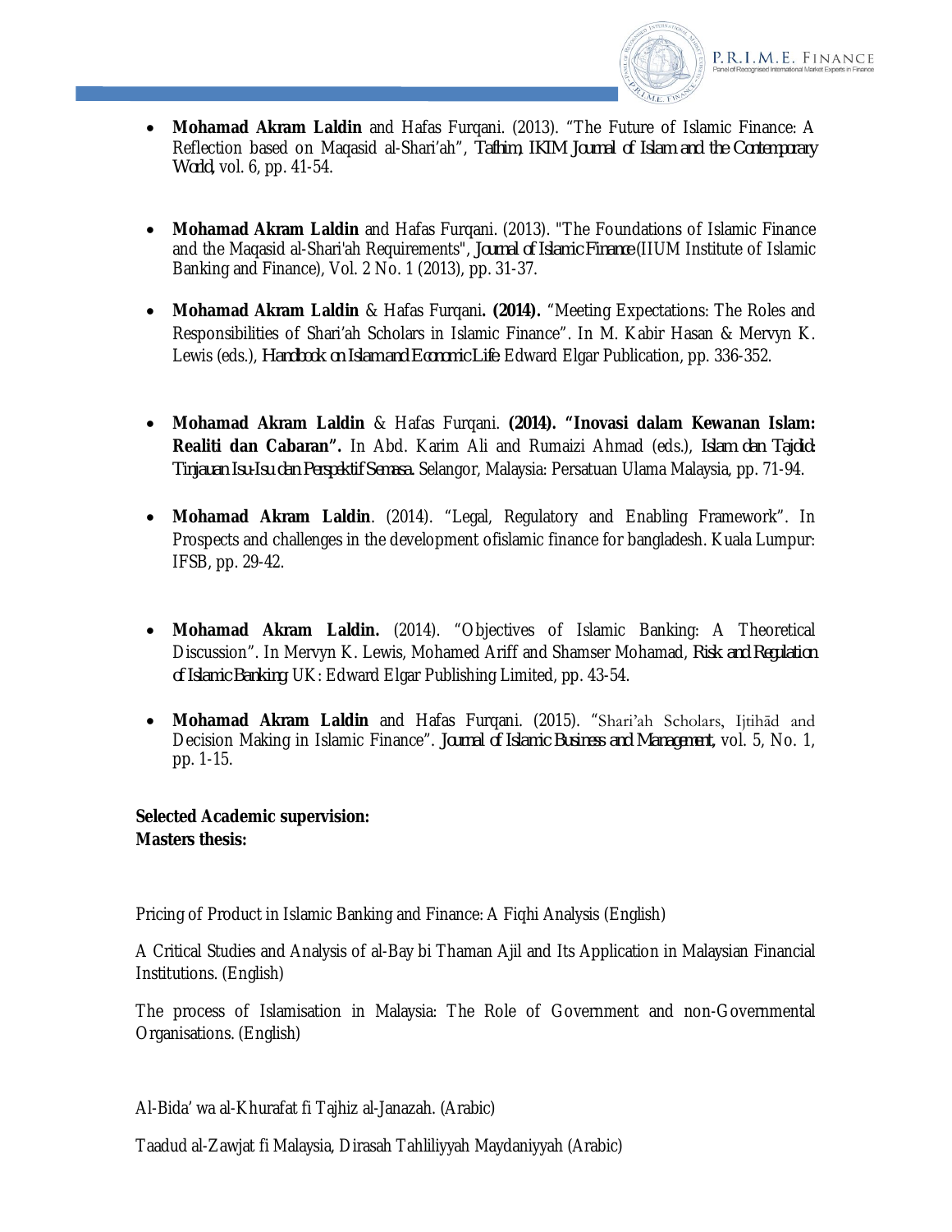- **Mohamad Akram Laldin** and Hafas Furqani. (2013). "The Future of Islamic Finance: A Reflection based on Maqasid al-Shari'ah", *Tafhim, IKIM Journal of Islam and the Contemporary World*, vol. 6, pp. 41-54.

- **Mohamad Akram Laldin** and Hafas Furqani. (2013). "The Foundations of Islamic Finance and the Maqasid al-Shari'ah Requirements", *Journal of Islamic Finance* (IIUM Institute of Islamic Banking and Finance), Vol. 2 No. 1 (2013), pp. 31-37.

- **Mohamad Akram Laldin** & Hafas Furqani**. (2014).** "Meeting Expectations: The Roles and Responsibilities of Shari'ah Scholars in Islamic Finance". In M. Kabir Hasan & Mervyn K. Lewis (eds.), *Handbook on Islam and Economic Life*. Edward Elgar Publication, pp. 336-352.

- **Mohamad Akram Laldin** & Hafas Furqani. **(2014). "Inovasi dalam Kewanan Islam: Realiti dan Cabaran".** In Abd. Karim Ali and Rumaizi Ahmad (eds.), *Islam dan Tajdid: Tinjauan Isu-Isu dan Perspektif Semasa*. Selangor, Malaysia: Persatuan Ulama Malaysia, pp. 71-94.

- **Mohamad Akram Laldin**. (2014). "Legal, Regulatory and Enabling Framework". In Prospects and challenges in the development ofislamic finance for bangladesh. Kuala Lumpur: IFSB, pp. 29-42.

- **Mohamad Akram Laldin.** (2014). "Objectives of Islamic Banking: A Theoretical Discussion". In Mervyn K. Lewis, Mohamed Ariff and Shamser Mohamad, *Risk and Regulation of Islamic Banking*. UK: Edward Elgar Publishing Limited, pp. 43-54.

- **Mohamad Akram Laldin** and Hafas Furqani. (2015). "Shari'ah Scholars, Ijtihād and Decision Making in Islamic Finance". *Journal of Islamic Business and Management*, vol. 5, No. 1, pp. 1-15.

**Selected Academic supervision:**
**Masters thesis:**

Pricing of Product in Islamic Banking and Finance: A Fiqhi Analysis (English)

A Critical Studies and Analysis of al-Bay bi Thaman Ajil and Its Application in Malaysian Financial Institutions. (English)

The process of Islamisation in Malaysia: The Role of Government and non-Governmental Organisations. (English)

Al-Bida' wa al-Khurafat fi Tajhiz al-Janazah. (Arabic)

Taadud al-Zawjat fi Malaysia, Dirasah Tahliliyyah Maydaniyyah (Arabic)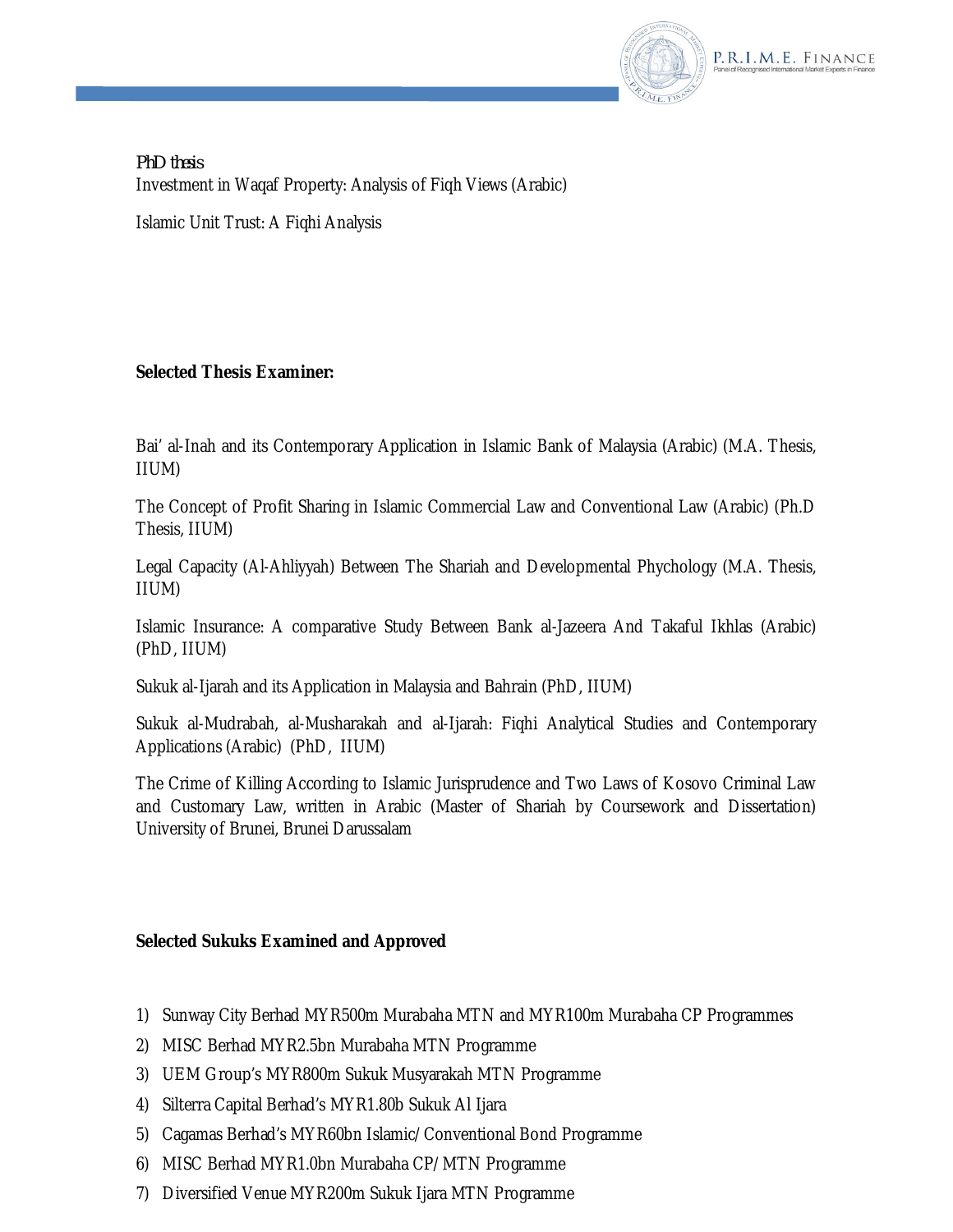*PhD thesis*

Investment in Waqaf Property: Analysis of Fiqh Views (Arabic)

Islamic Unit Trust: A Fiqhi Analysis

**Selected Thesis Examiner:**

Bai' al-Inah and its Contemporary Application in Islamic Bank of Malaysia (Arabic) (M.A. Thesis, IIUM)

The Concept of Profit Sharing in Islamic Commercial Law and Conventional Law (Arabic) (Ph.D Thesis, IIUM)

Legal Capacity (Al-Ahliyyah) Between The Shariah and Developmental Phychology (M.A. Thesis, IIUM)

Islamic Insurance: A comparative Study Between Bank al-Jazeera And Takaful Ikhlas (Arabic) (PhD, IIUM)

Sukuk al-Ijarah and its Application in Malaysia and Bahrain (PhD, IIUM)

Sukuk al-Mudrabah, al-Musharakah and al-Ijarah: Fiqhi Analytical Studies and Contemporary Applications (Arabic) (PhD, IIUM)

The Crime of Killing According to Islamic Jurisprudence and Two Laws of Kosovo Criminal Law and Customary Law, written in Arabic (Master of Shariah by Coursework and Dissertation) University of Brunei, Brunei Darussalam

**Selected Sukuks Examined and Approved**

1) Sunway City Berhad MYR500m Murabaha MTN and MYR100m Murabaha CP Programmes
2) MISC Berhad MYR2.5bn Murabaha MTN Programme
3) UEM Group's MYR800m Sukuk Musyarakah MTN Programme
4) Silterra Capital Berhad's MYR1.80b Sukuk Al Ijara
5) Cagamas Berhad's MYR60bn Islamic/Conventional Bond Programme
6) MISC Berhad MYR1.0bn Murabaha CP/MTN Programme
7) Diversified Venue MYR200m Sukuk Ijara MTN Programme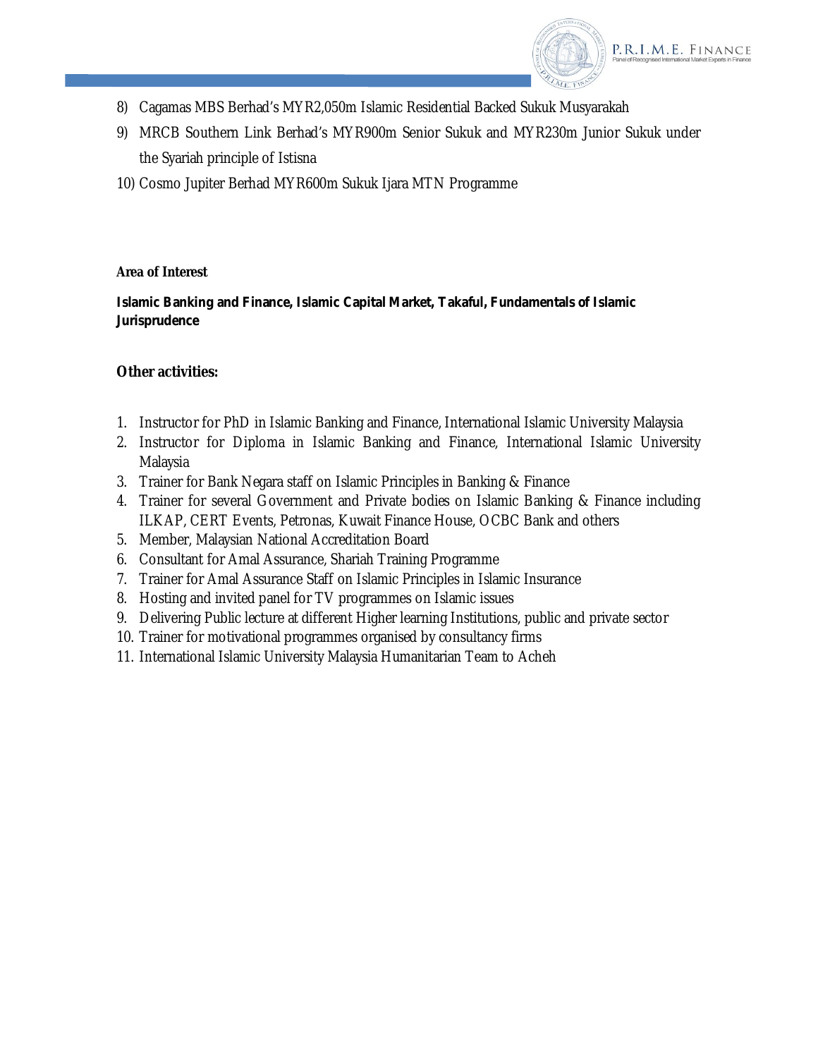8) Cagamas MBS Berhad's MYR2,050m Islamic Residential Backed Sukuk Musyarakah
9) MRCB Southern Link Berhad's MYR900m Senior Sukuk and MYR230m Junior Sukuk under the Syariah principle of Istisna
10) Cosmo Jupiter Berhad MYR600m Sukuk Ijara MTN Programme

**Area of Interest**

**Islamic Banking and Finance, Islamic Capital Market, Takaful, Fundamentals of Islamic Jurisprudence**

**Other activities:**

1. Instructor for PhD in Islamic Banking and Finance, International Islamic University Malaysia
2. Instructor for Diploma in Islamic Banking and Finance, International Islamic University Malaysia
3. Trainer for Bank Negara staff on Islamic Principles in Banking & Finance
4. Trainer for several Government and Private bodies on Islamic Banking & Finance including ILKAP, CERT Events, Petronas, Kuwait Finance House, OCBC Bank and others
5. Member, Malaysian National Accreditation Board
6. Consultant for Amal Assurance, Shariah Training Programme
7. Trainer for Amal Assurance Staff on Islamic Principles in Islamic Insurance
8. Hosting and invited panel for TV programmes on Islamic issues
9. Delivering Public lecture at different Higher learning Institutions, public and private sector
10. Trainer for motivational programmes organised by consultancy firms
11. International Islamic University Malaysia Humanitarian Team to Acheh